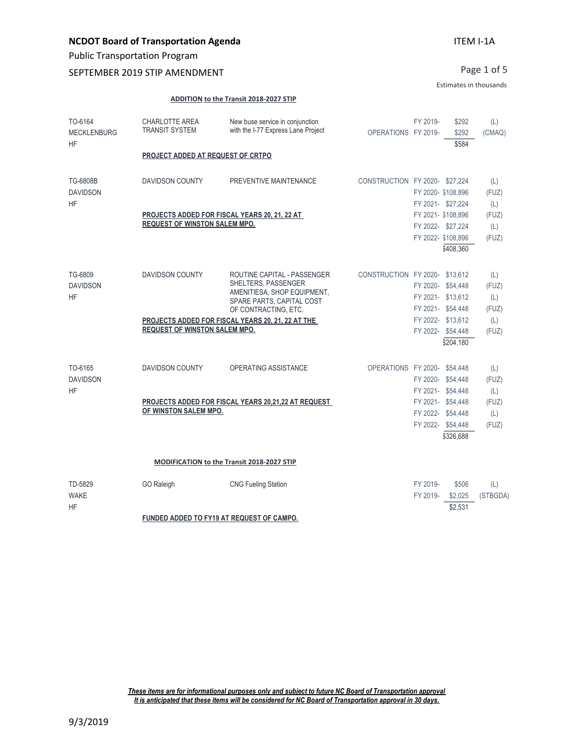**NCDOT Board of Transportation Agenda** ITEM I-1A

Public Transportation Program

SEPTEMBER 2019 STIP AMENDMENT

Estimates in thousands

**ADDITION to the Transit 2018-2027 STIP**

| Project | Sponsor | Description | Type | Fiscal Year | Amount | Source |
|---|---|---|---|---|---|---|
| TO-6164 MECKLENBURG HF | CHARLOTTE AREA TRANSIT SYSTEM | New buse service in conjunction with the I-77 Express Lane Project | | FY 2019- | $292 | (L) |
| | | | OPERATIONS | FY 2019- | $292 | (CMAQ) |
| | | | | | $584 | |
| | **PROJECT ADDED AT REQUEST OF CRTPO** | | | | | |
| TG-6808B DAVIDSON HF | DAVIDSON COUNTY | PREVENTIVE MAINTENANCE | CONSTRUCTION | FY 2020- | $27,224 | (L) |
| | | | | FY 2020- | $108,896 | (FUZ) |
| | | | | FY 2021- | $27,224 | (L) |
| | **PROJECTS ADDED FOR FISCAL YEARS 20, 21, 22 AT REQUEST OF WINSTON SALEM MPO.** | | | FY 2021- | $108,896 | (FUZ) |
| | | | | FY 2022- | $27,224 | (L) |
| | | | | FY 2022- | $108,896 | (FUZ) |
| | | | | | $408,360 | |
| TG-6809 DAVIDSON HF | DAVIDSON COUNTY | ROUTINE CAPITAL - PASSENGER SHELTERS, PASSENGER AMENITIESA, SHOP EQUIPMENT, SPARE PARTS, CAPITAL COST OF CONTRACTING, ETC. | CONSTRUCTION | FY 2020- | $13,612 | (L) |
| | | | | FY 2020- | $54,448 | (FUZ) |
| | | | | FY 2021- | $13,612 | (L) |
| | | | | FY 2021- | $54,448 | (FUZ) |
| | **PROJECTS ADDED FOR FISCAL YEARS 20, 21, 22 AT THE REQUEST OF WINSTON SALEM MPO.** | | | FY 2022- | $13,612 | (L) |
| | | | | FY 2022- | $54,448 | (FUZ) |
| | | | | | $204,180 | |
| TO-6165 DAVIDSON HF | DAVIDSON COUNTY | OPERATING ASSISTANCE | OPERATIONS | FY 2020- | $54,448 | (L) |
| | | | | FY 2020- | $54,448 | (FUZ) |
| | | | | FY 2021- | $54,448 | (L) |
| | **PROJECTS ADDED FOR FISCAL YEARS 20,21,22 AT REQUEST OF WINSTON SALEM MPO.** | | | FY 2021- | $54,448 | (FUZ) |
| | | | | FY 2022- | $54,448 | (L) |
| | | | | FY 2022- | $54,448 | (FUZ) |
| | | | | | $326,688 | |

**MODIFICATION to the Transit 2018-2027 STIP**

| Project | Sponsor | Description | Type | Fiscal Year | Amount | Source |
|---|---|---|---|---|---|---|
| TD-5829 WAKE HF | GO Raleigh | CNG Fueling Station | | FY 2019- | $506 | (L) |
| | | | | FY 2019- | $2,025 | (STBGDA) |
| | | | | | $2,531 | |
| | **FUNDED ADDED TO FY19 AT REQUEST OF CAMPO.** | | | | | |

***These items are for informational purposes only and subject to future NC Board of Transportation approval***
***It is anticipated that these items will be considered for NC Board of Transportation approval in 30 days.***

9/3/2019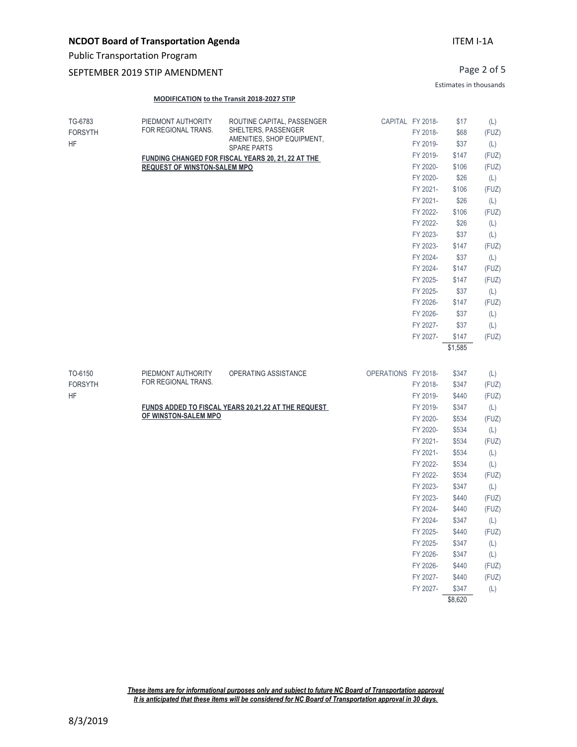**NCDOT Board of Transportation Agenda** ITEM I-1A

Public Transportation Program

SEPTEMBER 2019 STIP AMENDMENT

Estimates in thousands

**MODIFICATION to the Transit 2018-2027 STIP**

| ID / County / Division | Agency | Description | Type | Fiscal Year | Amount | Fund |
|---|---|---|---|---|---|---|
| TG-6783 | PIEDMONT AUTHORITY FOR REGIONAL TRANS. | ROUTINE CAPITAL, PASSENGER SHELTERS, PASSENGER AMENITIES, SHOP EQUIPMENT, SPARE PARTS | CAPITAL | FY 2018- | $17 | (L) |
| FORSYTH | | | | FY 2018- | $68 | (FUZ) |
| HF | | | | FY 2019- | $37 | (L) |
| | **FUNDING CHANGED FOR FISCAL YEARS 20, 21, 22 AT THE REQUEST OF WINSTON-SALEM MPO** | | | FY 2019- | $147 | (FUZ) |
| | | | | FY 2020- | $106 | (FUZ) |
| | | | | FY 2020- | $26 | (L) |
| | | | | FY 2021- | $106 | (FUZ) |
| | | | | FY 2021- | $26 | (L) |
| | | | | FY 2022- | $106 | (FUZ) |
| | | | | FY 2022- | $26 | (L) |
| | | | | FY 2023- | $37 | (L) |
| | | | | FY 2023- | $147 | (FUZ) |
| | | | | FY 2024- | $37 | (L) |
| | | | | FY 2024- | $147 | (FUZ) |
| | | | | FY 2025- | $147 | (FUZ) |
| | | | | FY 2025- | $37 | (L) |
| | | | | FY 2026- | $147 | (FUZ) |
| | | | | FY 2026- | $37 | (L) |
| | | | | FY 2027- | $37 | (L) |
| | | | | FY 2027- | $147 | (FUZ) |
| | | | | | $1,585 | |

| ID / County / Division | Agency | Description | Type | Fiscal Year | Amount | Fund |
|---|---|---|---|---|---|---|
| TO-6150 | PIEDMONT AUTHORITY FOR REGIONAL TRANS. | OPERATING ASSISTANCE | OPERATIONS | FY 2018- | $347 | (L) |
| FORSYTH | | | | FY 2018- | $347 | (FUZ) |
| HF | | | | FY 2019- | $440 | (FUZ) |
| | **FUNDS ADDED TO FISCAL YEARS 20,21,22 AT THE REQUEST OF WINSTON-SALEM MPO** | | | FY 2019- | $347 | (L) |
| | | | | FY 2020- | $534 | (FUZ) |
| | | | | FY 2020- | $534 | (L) |
| | | | | FY 2021- | $534 | (FUZ) |
| | | | | FY 2021- | $534 | (L) |
| | | | | FY 2022- | $534 | (L) |
| | | | | FY 2022- | $534 | (FUZ) |
| | | | | FY 2023- | $347 | (L) |
| | | | | FY 2023- | $440 | (FUZ) |
| | | | | FY 2024- | $440 | (FUZ) |
| | | | | FY 2024- | $347 | (L) |
| | | | | FY 2025- | $440 | (FUZ) |
| | | | | FY 2025- | $347 | (L) |
| | | | | FY 2026- | $347 | (L) |
| | | | | FY 2026- | $440 | (FUZ) |
| | | | | FY 2027- | $440 | (FUZ) |
| | | | | FY 2027- | $347 | (L) |
| | | | | | $8,620 | |

***These items are for informational purposes only and subject to future NC Board of Transportation approval***
***It is anticipated that these items will be considered for NC Board of Transportation approval in 30 days.***

8/3/2019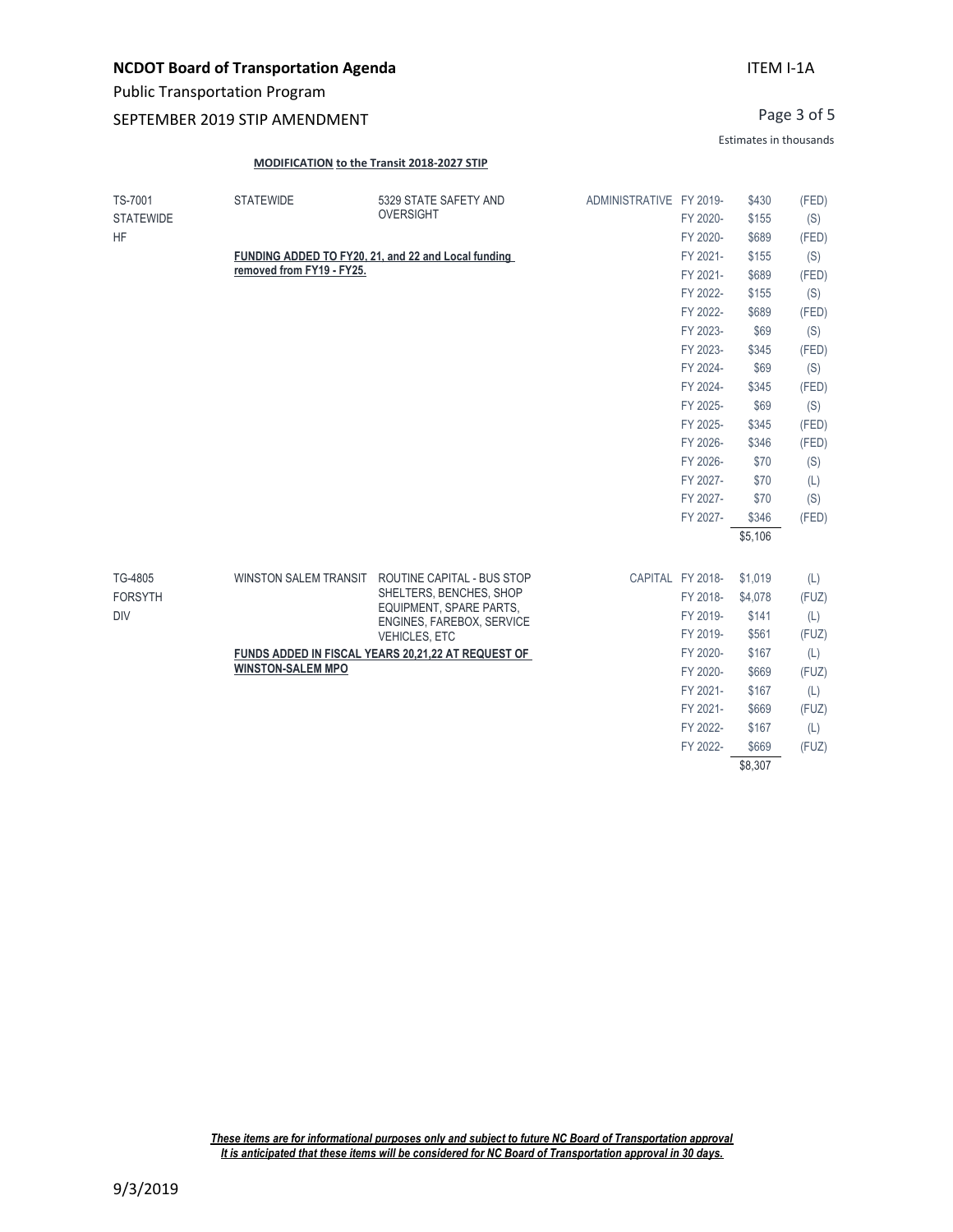**NCDOT Board of Transportation Agenda** ITEM I-1A

Public Transportation Program

SEPTEMBER 2019 STIP AMENDMENT

Estimates in thousands

**MODIFICATION to the Transit 2018-2027 STIP**

| | | | | | | |
|---|---|---|---|---|---|---|
| TS-7001<br>STATEWIDE<br>HF | STATEWIDE<br><br>**FUNDING ADDED TO FY20, 21, and 22 and Local funding removed from FY19 - FY25.** | 5329 STATE SAFETY AND OVERSIGHT | ADMINISTRATIVE | FY 2019- | $430 | (FED) |
| | | | | FY 2020- | $155 | (S) |
| | | | | FY 2020- | $689 | (FED) |
| | | | | FY 2021- | $155 | (S) |
| | | | | FY 2021- | $689 | (FED) |
| | | | | FY 2022- | $155 | (S) |
| | | | | FY 2022- | $689 | (FED) |
| | | | | FY 2023- | $69 | (S) |
| | | | | FY 2023- | $345 | (FED) |
| | | | | FY 2024- | $69 | (S) |
| | | | | FY 2024- | $345 | (FED) |
| | | | | FY 2025- | $69 | (S) |
| | | | | FY 2025- | $345 | (FED) |
| | | | | FY 2026- | $346 | (FED) |
| | | | | FY 2026- | $70 | (S) |
| | | | | FY 2027- | $70 | (L) |
| | | | | FY 2027- | $70 | (S) |
| | | | | FY 2027- | $346 | (FED) |
| | | | | | $5,106 | |

| | | | | | | |
|---|---|---|---|---|---|---|
| TG-4805<br>FORSYTH<br>DIV | WINSTON SALEM TRANSIT<br><br>**FUNDS ADDED IN FISCAL YEARS 20,21,22 AT REQUEST OF WINSTON-SALEM MPO** | ROUTINE CAPITAL - BUS STOP SHELTERS, BENCHES, SHOP EQUIPMENT, SPARE PARTS, ENGINES, FAREBOX, SERVICE VEHICLES, ETC | CAPITAL | FY 2018- | $1,019 | (L) |
| | | | | FY 2018- | $4,078 | (FUZ) |
| | | | | FY 2019- | $141 | (L) |
| | | | | FY 2019- | $561 | (FUZ) |
| | | | | FY 2020- | $167 | (L) |
| | | | | FY 2020- | $669 | (FUZ) |
| | | | | FY 2021- | $167 | (L) |
| | | | | FY 2021- | $669 | (FUZ) |
| | | | | FY 2022- | $167 | (L) |
| | | | | FY 2022- | $669 | (FUZ) |
| | | | | | $8,307 | |

***These items are for informational purposes only and subject to future NC Board of Transportation approval***
***It is anticipated that these items will be considered for NC Board of Transportation approval in 30 days.***

9/3/2019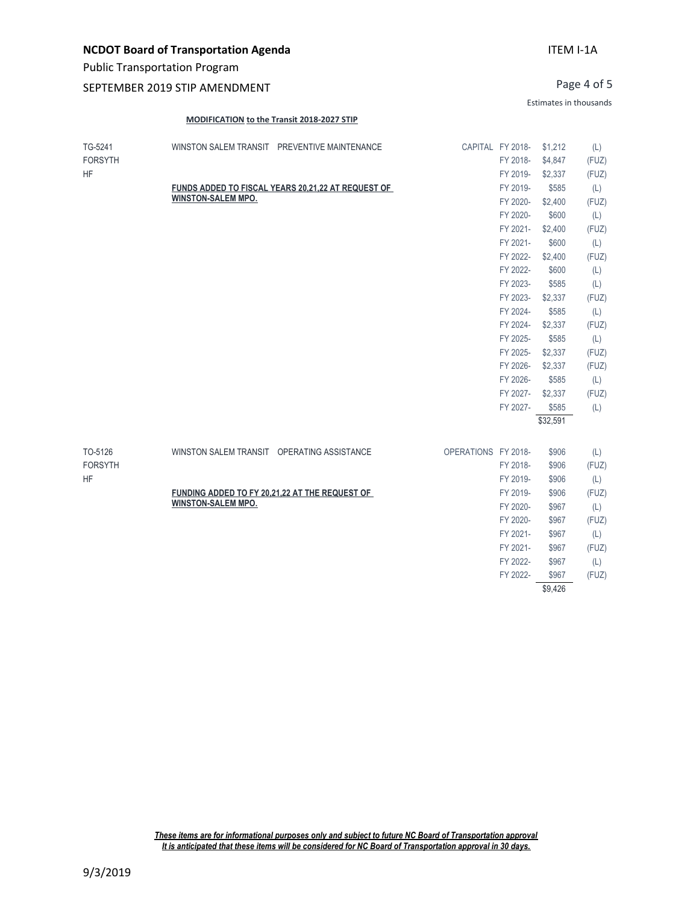**NCDOT Board of Transportation Agenda** ITEM I-1A

Public Transportation Program

SEPTEMBER 2019 STIP AMENDMENT

Estimates in thousands

**MODIFICATION to the Transit 2018-2027 STIP**

| TG-5241 | WINSTON SALEM TRANSIT PREVENTIVE MAINTENANCE | CAPITAL | FY 2018- | $1,212 | (L) |
|---|---|---|---|---|---|
| FORSYTH | | | FY 2018- | $4,847 | (FUZ) |
| HF | | | FY 2019- | $2,337 | (FUZ) |
| | **FUNDS ADDED TO FISCAL YEARS 20,21,22 AT REQUEST OF WINSTON-SALEM MPO.** | | FY 2019- | $585 | (L) |
| | | | FY 2020- | $2,400 | (FUZ) |
| | | | FY 2020- | $600 | (L) |
| | | | FY 2021- | $2,400 | (FUZ) |
| | | | FY 2021- | $600 | (L) |
| | | | FY 2022- | $2,400 | (FUZ) |
| | | | FY 2022- | $600 | (L) |
| | | | FY 2023- | $585 | (L) |
| | | | FY 2023- | $2,337 | (FUZ) |
| | | | FY 2024- | $585 | (L) |
| | | | FY 2024- | $2,337 | (FUZ) |
| | | | FY 2025- | $585 | (L) |
| | | | FY 2025- | $2,337 | (FUZ) |
| | | | FY 2026- | $2,337 | (FUZ) |
| | | | FY 2026- | $585 | (L) |
| | | | FY 2027- | $2,337 | (FUZ) |
| | | | FY 2027- | $585 | (L) |
| | | | | $32,591 | |

| TO-5126 | WINSTON SALEM TRANSIT OPERATING ASSISTANCE | OPERATIONS | FY 2018- | $906 | (L) |
|---|---|---|---|---|---|
| FORSYTH | | | FY 2018- | $906 | (FUZ) |
| HF | | | FY 2019- | $906 | (L) |
| | **FUNDING ADDED TO FY 20,21,22 AT THE REQUEST OF WINSTON-SALEM MPO.** | | FY 2019- | $906 | (FUZ) |
| | | | FY 2020- | $967 | (L) |
| | | | FY 2020- | $967 | (FUZ) |
| | | | FY 2021- | $967 | (L) |
| | | | FY 2021- | $967 | (FUZ) |
| | | | FY 2022- | $967 | (L) |
| | | | FY 2022- | $967 | (FUZ) |
| | | | | $9,426 | |

***These items are for informational purposes only and subject to future NC Board of Transportation approval***
***It is anticipated that these items will be considered for NC Board of Transportation approval in 30 days.***

9/3/2019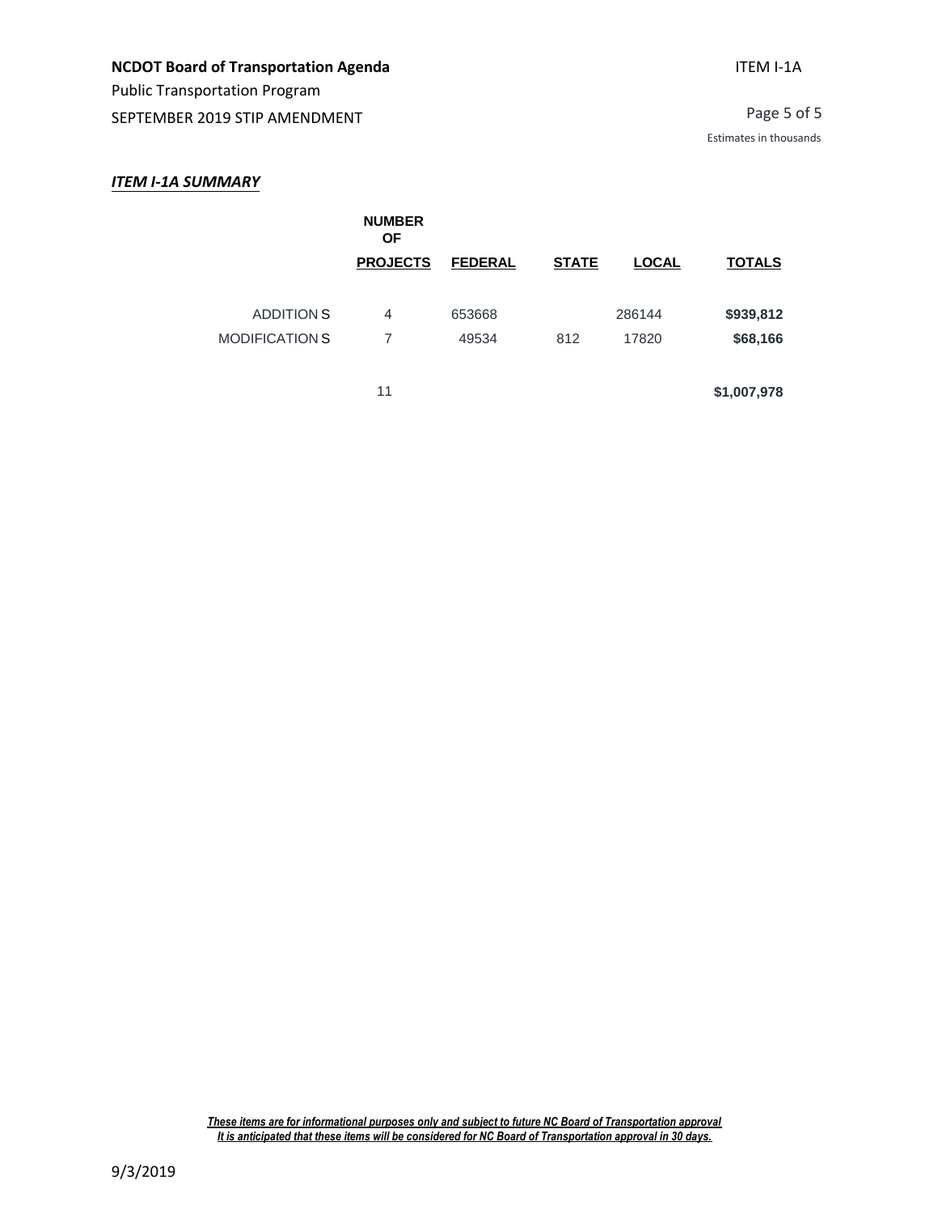NCDOT Board of Transportation Agenda

Public Transportation Program

SEPTEMBER 2019 STIP AMENDMENT

ITEM I-1A

Estimates in thousands

***ITEM I-1A SUMMARY***

| | NUMBER OF PROJECTS | FEDERAL | STATE | LOCAL | TOTALS |
|---|---|---|---|---|---|
| ADDITION S | 4 | 653668 | | 286144 | **$939,812** |
| MODIFICATION S | 7 | 49534 | 812 | 17820 | **$68,166** |
| | 11 | | | | **$1,007,978** |

***These items are for informational purposes only and subject to future NC Board of Transportation approval***
***It is anticipated that these items will be considered for NC Board of Transportation approval in 30 days.***

9/3/2019